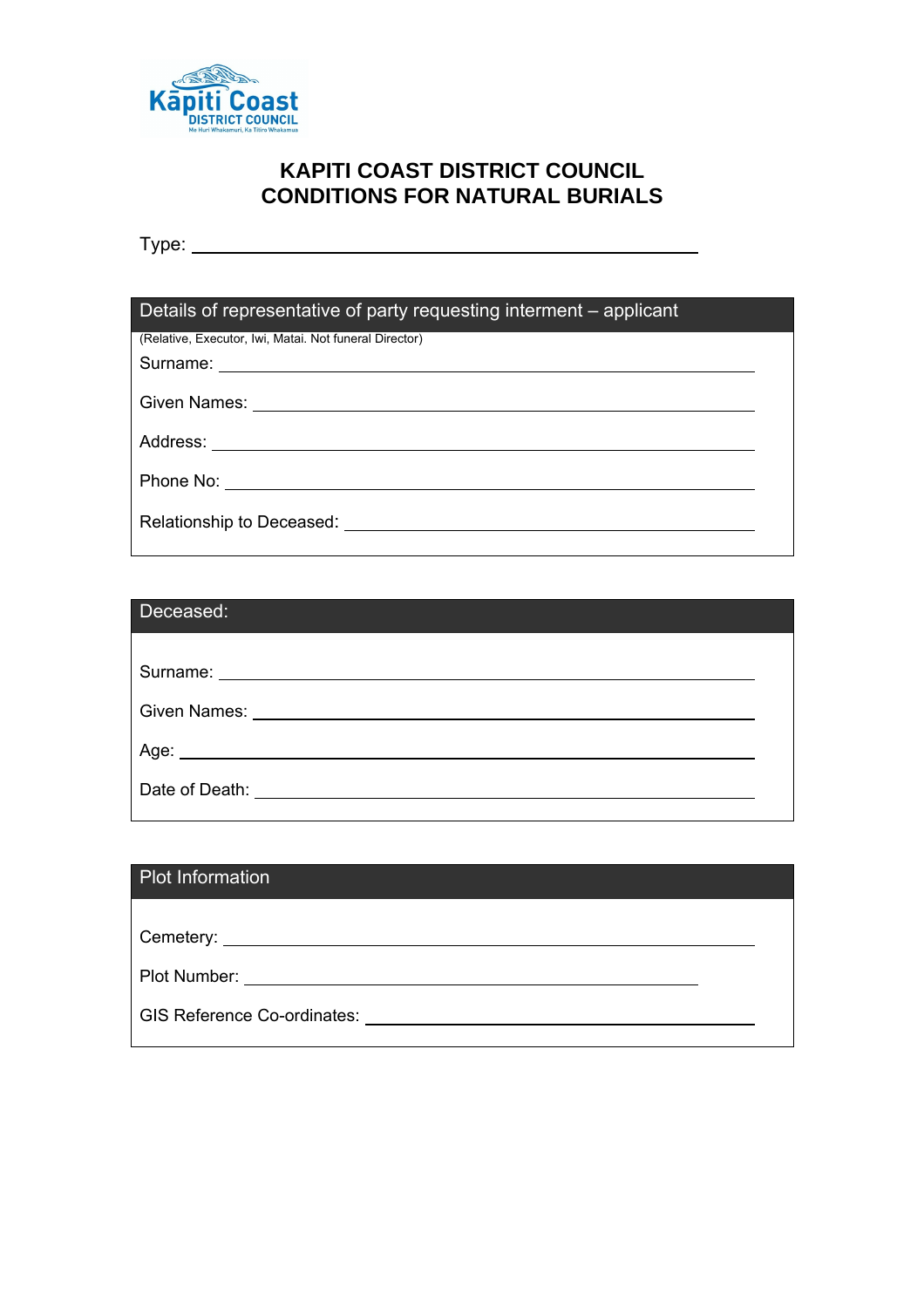# KAPITI COAST DISTRICT COUNCIL
# CONDITIONS FOR NATURAL BURIALS

Type: ______________________________________________

## Details of representative of party requesting interment – applicant

(Relative, Executor, Iwi, Matai. Not funeral Director)

Surname: ______________________________________________

Given Names: ______________________________________________

Address: ______________________________________________

Phone No: ______________________________________________

Relationship to Deceased: ______________________________________________

## Deceased:

Surname: ______________________________________________

Given Names: ______________________________________________

Age: ______________________________________________

Date of Death: ______________________________________________

## Plot Information

Cemetery: ______________________________________________

Plot Number: ______________________________________________

GIS Reference Co-ordinates: ______________________________________________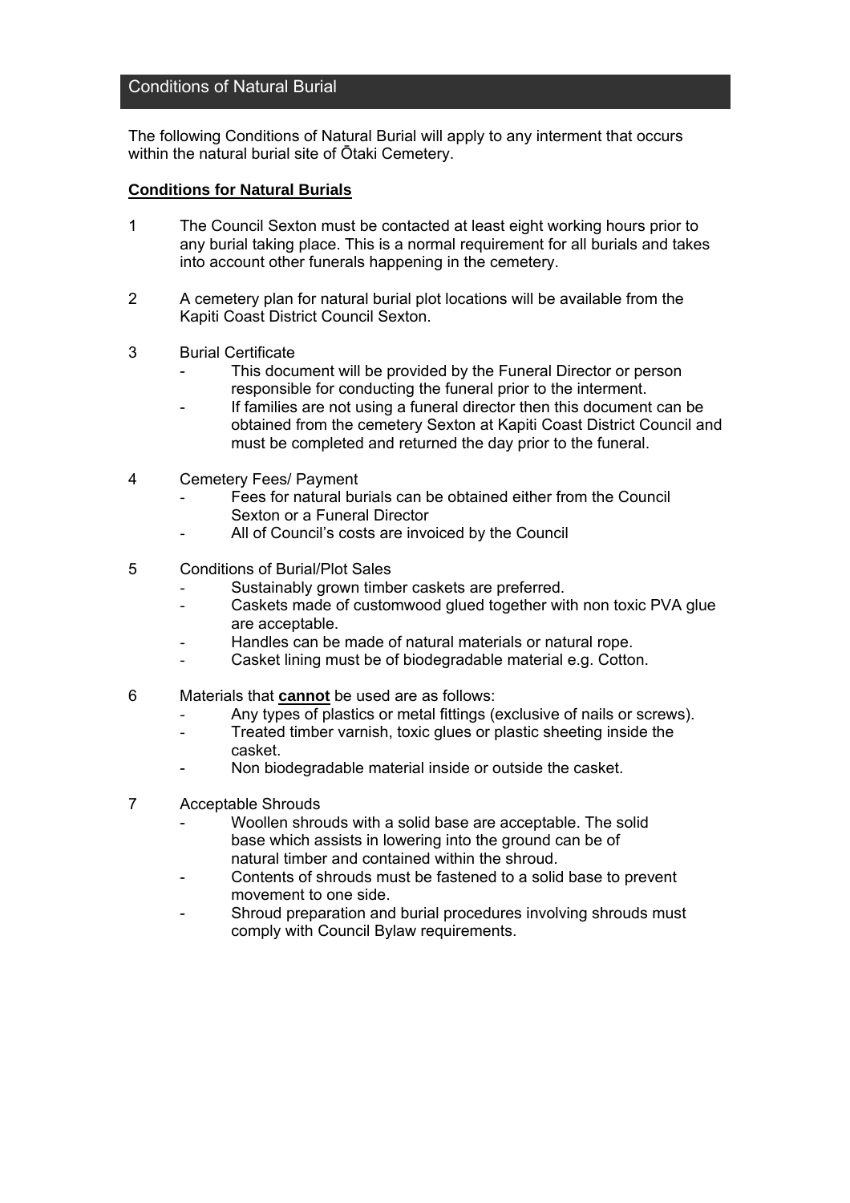## Conditions of Natural Burial

The following Conditions of Natural Burial will apply to any interment that occurs within the natural burial site of Ōtaki Cemetery.

**Conditions for Natural Burials**

1. The Council Sexton must be contacted at least eight working hours prior to any burial taking place. This is a normal requirement for all burials and takes into account other funerals happening in the cemetery.

2. A cemetery plan for natural burial plot locations will be available from the Kapiti Coast District Council Sexton.

3. Burial Certificate
   - This document will be provided by the Funeral Director or person responsible for conducting the funeral prior to the interment.
   - If families are not using a funeral director then this document can be obtained from the cemetery Sexton at Kapiti Coast District Council and must be completed and returned the day prior to the funeral.

4. Cemetery Fees/ Payment
   - Fees for natural burials can be obtained either from the Council Sexton or a Funeral Director
   - All of Council's costs are invoiced by the Council

5. Conditions of Burial/Plot Sales
   - Sustainably grown timber caskets are preferred.
   - Caskets made of customwood glued together with non toxic PVA glue are acceptable.
   - Handles can be made of natural materials or natural rope.
   - Casket lining must be of biodegradable material e.g. Cotton.

6. Materials that **<u>cannot</u>** be used are as follows:
   - Any types of plastics or metal fittings (exclusive of nails or screws).
   - Treated timber varnish, toxic glues or plastic sheeting inside the casket.
   - Non biodegradable material inside or outside the casket.

7. Acceptable Shrouds
   - Woollen shrouds with a solid base are acceptable. The solid base which assists in lowering into the ground can be of natural timber and contained within the shroud.
   - Contents of shrouds must be fastened to a solid base to prevent movement to one side.
   - Shroud preparation and burial procedures involving shrouds must comply with Council Bylaw requirements.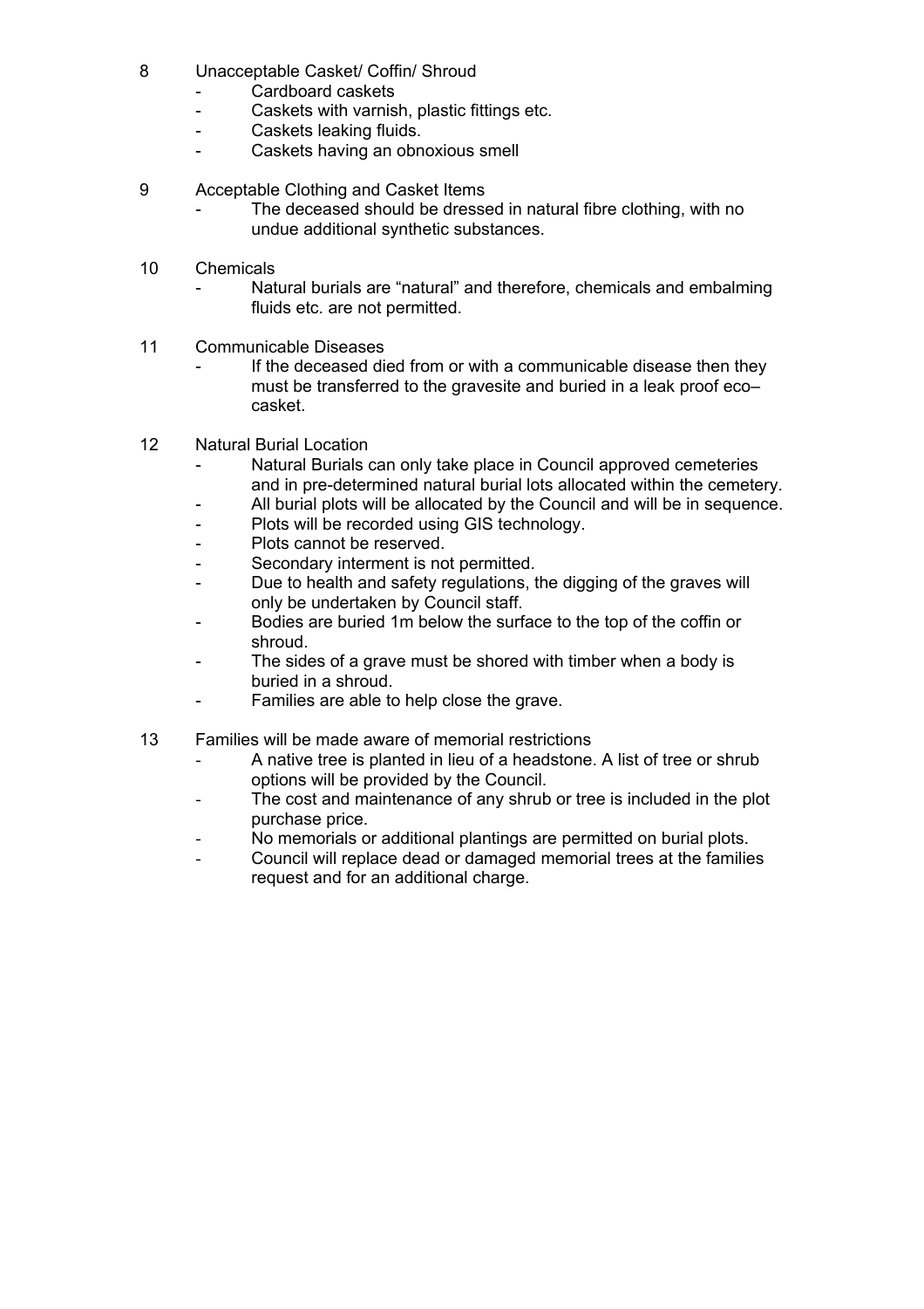8 Unacceptable Casket/ Coffin/ Shroud

- Cardboard caskets
- Caskets with varnish, plastic fittings etc.
- Caskets leaking fluids.
- Caskets having an obnoxious smell

9 Acceptable Clothing and Casket Items

- The deceased should be dressed in natural fibre clothing, with no undue additional synthetic substances.

10 Chemicals

- Natural burials are "natural" and therefore, chemicals and embalming fluids etc. are not permitted.

11 Communicable Diseases

- If the deceased died from or with a communicable disease then they must be transferred to the gravesite and buried in a leak proof eco–casket.

12 Natural Burial Location

- Natural Burials can only take place in Council approved cemeteries and in pre-determined natural burial lots allocated within the cemetery.
- All burial plots will be allocated by the Council and will be in sequence.
- Plots will be recorded using GIS technology.
- Plots cannot be reserved.
- Secondary interment is not permitted.
- Due to health and safety regulations, the digging of the graves will only be undertaken by Council staff.
- Bodies are buried 1m below the surface to the top of the coffin or shroud.
- The sides of a grave must be shored with timber when a body is buried in a shroud.
- Families are able to help close the grave.

13 Families will be made aware of memorial restrictions

- A native tree is planted in lieu of a headstone. A list of tree or shrub options will be provided by the Council.
- The cost and maintenance of any shrub or tree is included in the plot purchase price.
- No memorials or additional plantings are permitted on burial plots.
- Council will replace dead or damaged memorial trees at the families request and for an additional charge.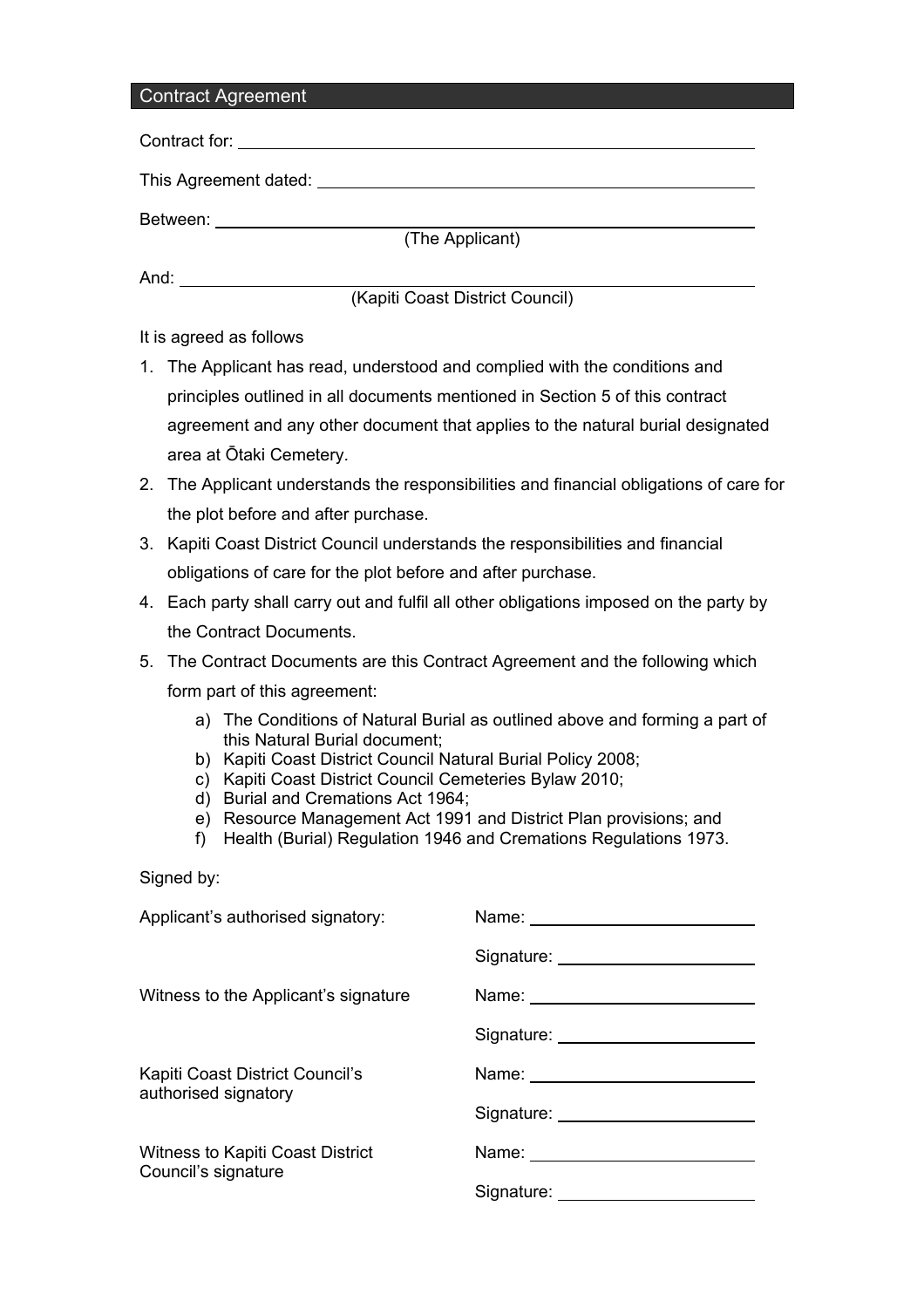## Contract Agreement

Contract for: \_\_\_\_\_\_\_\_\_\_\_\_\_\_\_\_\_\_\_\_\_\_\_\_\_\_\_\_\_\_\_\_\_\_\_\_\_\_\_\_

This Agreement dated: \_\_\_\_\_\_\_\_\_\_\_\_\_\_\_\_\_\_\_\_\_\_\_\_\_\_\_\_\_\_\_\_\_\_

Between: \_\_\_\_\_\_\_\_\_\_\_\_\_\_\_\_\_\_\_\_\_\_\_\_\_\_\_\_\_\_\_\_\_\_\_\_\_\_\_\_\_\_
(The Applicant)

And: \_\_\_\_\_\_\_\_\_\_\_\_\_\_\_\_\_\_\_\_\_\_\_\_\_\_\_\_\_\_\_\_\_\_\_\_\_\_\_\_\_\_\_\_\_
(Kapiti Coast District Council)

It is agreed as follows

1. The Applicant has read, understood and complied with the conditions and principles outlined in all documents mentioned in Section 5 of this contract agreement and any other document that applies to the natural burial designated area at Ōtaki Cemetery.
2. The Applicant understands the responsibilities and financial obligations of care for the plot before and after purchase.
3. Kapiti Coast District Council understands the responsibilities and financial obligations of care for the plot before and after purchase.
4. Each party shall carry out and fulfil all other obligations imposed on the party by the Contract Documents.
5. The Contract Documents are this Contract Agreement and the following which form part of this agreement:
   a) The Conditions of Natural Burial as outlined above and forming a part of this Natural Burial document;
   b) Kapiti Coast District Council Natural Burial Policy 2008;
   c) Kapiti Coast District Council Cemeteries Bylaw 2010;
   d) Burial and Cremations Act 1964;
   e) Resource Management Act 1991 and District Plan provisions; and
   f) Health (Burial) Regulation 1946 and Cremations Regulations 1973.

Signed by:

| | |
|---|---|
| Applicant's authorised signatory: | Name: \_\_\_\_\_\_\_\_\_\_\_\_\_\_\_\_\_\_ |
| | Signature: \_\_\_\_\_\_\_\_\_\_\_\_\_\_\_ |
| Witness to the Applicant's signature | Name: \_\_\_\_\_\_\_\_\_\_\_\_\_\_\_\_\_\_ |
| | Signature: \_\_\_\_\_\_\_\_\_\_\_\_\_\_\_ |
| Kapiti Coast District Council's authorised signatory | Name: \_\_\_\_\_\_\_\_\_\_\_\_\_\_\_\_\_\_ |
| | Signature: \_\_\_\_\_\_\_\_\_\_\_\_\_\_\_ |
| Witness to Kapiti Coast District Council's signature | Name: \_\_\_\_\_\_\_\_\_\_\_\_\_\_\_\_\_\_ |
| | Signature: \_\_\_\_\_\_\_\_\_\_\_\_\_\_\_ |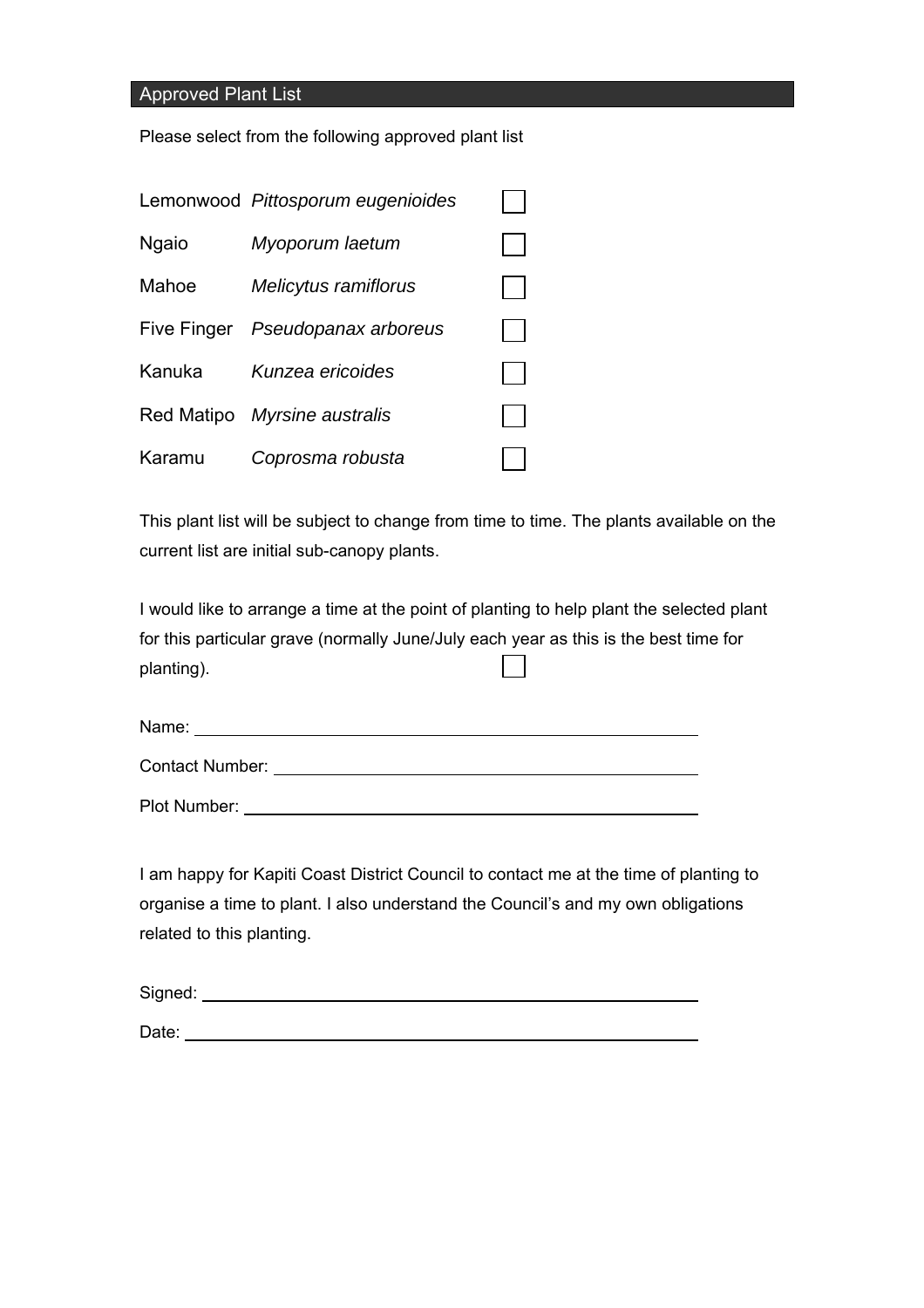## Approved Plant List

Please select from the following approved plant list

| | | |
|---|---|---|
| Lemonwood | *Pittosporum eugenioides* | ☐ |
| Ngaio | *Myoporum laetum* | ☐ |
| Mahoe | *Melicytus ramiflorus* | ☐ |
| Five Finger | *Pseudopanax arboreus* | ☐ |
| Kanuka | *Kunzea ericoides* | ☐ |
| Red Matipo | *Myrsine australis* | ☐ |
| Karamu | *Coprosma robusta* | ☐ |

This plant list will be subject to change from time to time. The plants available on the current list are initial sub-canopy plants.

I would like to arrange a time at the point of planting to help plant the selected plant for this particular grave (normally June/July each year as this is the best time for planting). ☐

Name: ______________________________________________

Contact Number: ______________________________________

Plot Number: _________________________________________

I am happy for Kapiti Coast District Council to contact me at the time of planting to organise a time to plant. I also understand the Council's and my own obligations related to this planting.

Signed: _____________________________________________

Date: _______________________________________________